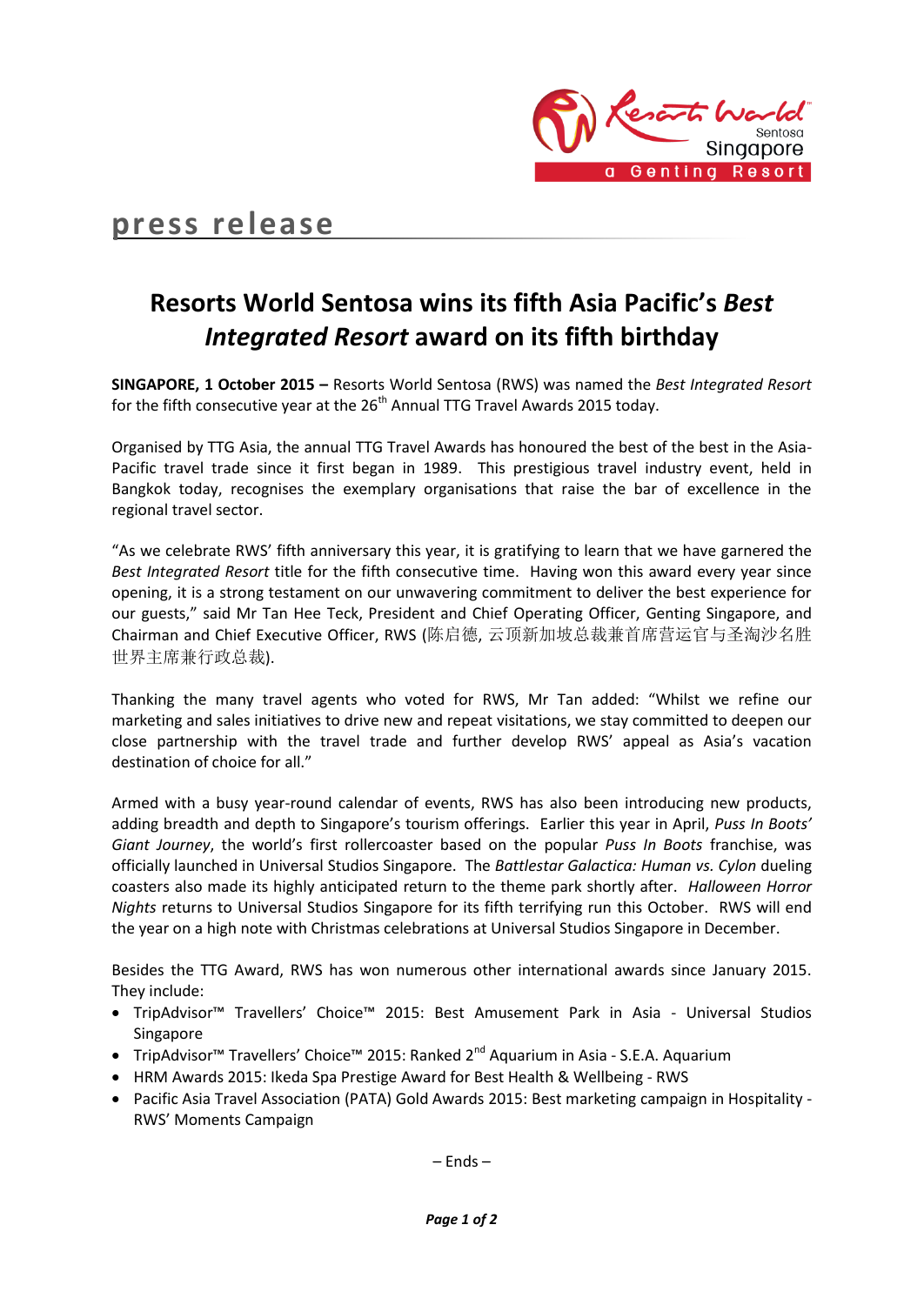press release

# Resorts World Sentosa wins its fifth Asia Pacific's *Best Integrated Resort* award on its fifth birthday

**SINGAPORE, 1 October 2015 –** Resorts World Sentosa (RWS) was named the *Best Integrated Resort* for the fifth consecutive year at the 26th Annual TTG Travel Awards 2015 today.

Organised by TTG Asia, the annual TTG Travel Awards has honoured the best of the best in the Asia-Pacific travel trade since it first began in 1989. This prestigious travel industry event, held in Bangkok today, recognises the exemplary organisations that raise the bar of excellence in the regional travel sector.

"As we celebrate RWS' fifth anniversary this year, it is gratifying to learn that we have garnered the *Best Integrated Resort* title for the fifth consecutive time. Having won this award every year since opening, it is a strong testament on our unwavering commitment to deliver the best experience for our guests," said Mr Tan Hee Teck, President and Chief Operating Officer, Genting Singapore, and Chairman and Chief Executive Officer, RWS (陈启德, 云顶新加坡总裁兼首席营运官与圣淘沙名胜世界主席兼行政总裁).

Thanking the many travel agents who voted for RWS, Mr Tan added: "Whilst we refine our marketing and sales initiatives to drive new and repeat visitations, we stay committed to deepen our close partnership with the travel trade and further develop RWS' appeal as Asia's vacation destination of choice for all."

Armed with a busy year-round calendar of events, RWS has also been introducing new products, adding breadth and depth to Singapore's tourism offerings. Earlier this year in April, *Puss In Boots' Giant Journey*, the world's first rollercoaster based on the popular *Puss In Boots* franchise, was officially launched in Universal Studios Singapore. The *Battlestar Galactica: Human vs. Cylon* dueling coasters also made its highly anticipated return to the theme park shortly after. *Halloween Horror Nights* returns to Universal Studios Singapore for its fifth terrifying run this October. RWS will end the year on a high note with Christmas celebrations at Universal Studios Singapore in December.

Besides the TTG Award, RWS has won numerous other international awards since January 2015. They include:

- TripAdvisor™ Travellers' Choice™ 2015: Best Amusement Park in Asia - Universal Studios Singapore
- TripAdvisor™ Travellers' Choice™ 2015: Ranked 2nd Aquarium in Asia - S.E.A. Aquarium
- HRM Awards 2015: Ikeda Spa Prestige Award for Best Health & Wellbeing - RWS
- Pacific Asia Travel Association (PATA) Gold Awards 2015: Best marketing campaign in Hospitality - RWS' Moments Campaign

– Ends –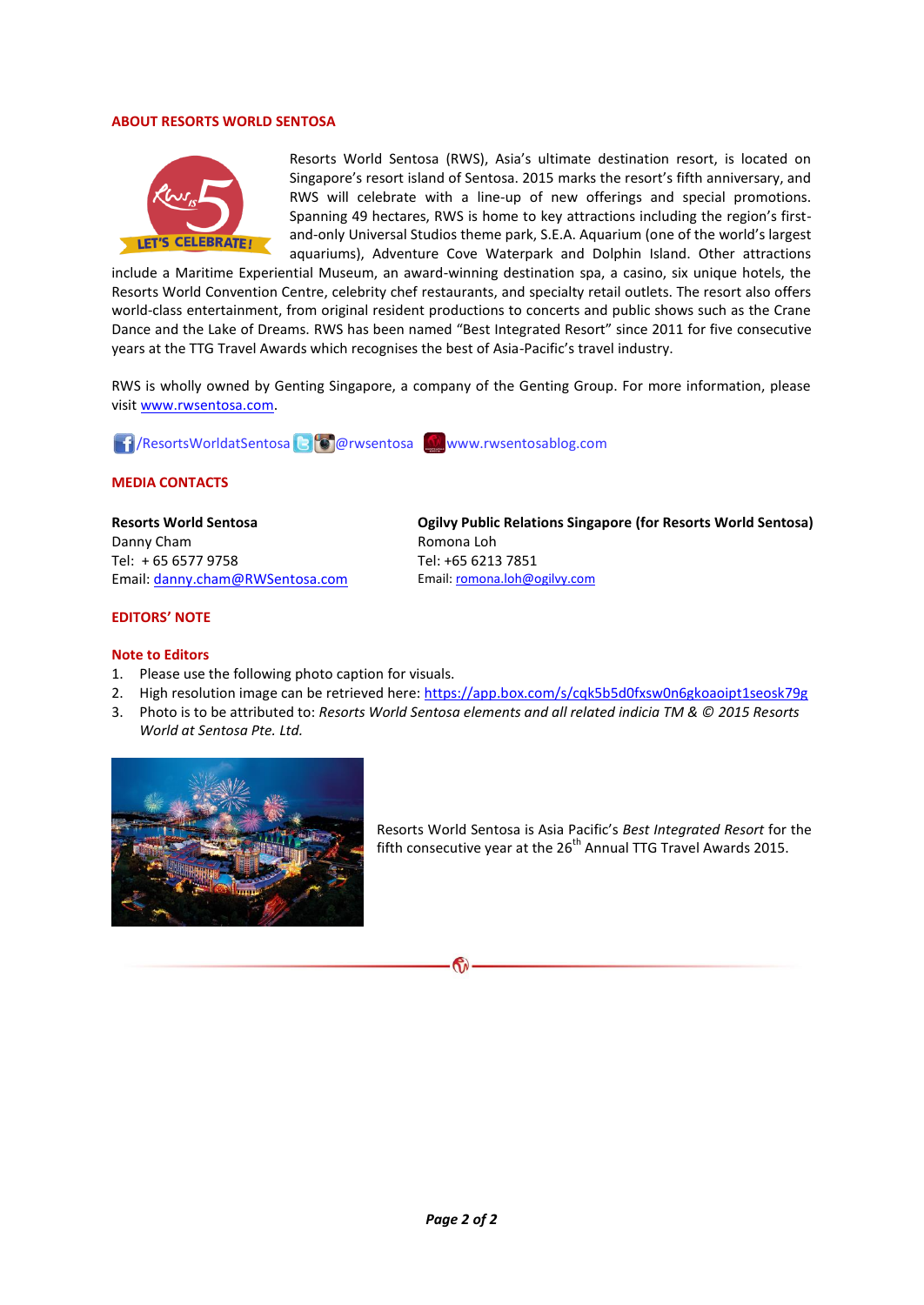## ABOUT RESORTS WORLD SENTOSA

Resorts World Sentosa (RWS), Asia's ultimate destination resort, is located on Singapore's resort island of Sentosa. 2015 marks the resort's fifth anniversary, and RWS will celebrate with a line-up of new offerings and special promotions. Spanning 49 hectares, RWS is home to key attractions including the region's first-and-only Universal Studios theme park, S.E.A. Aquarium (one of the world's largest aquariums), Adventure Cove Waterpark and Dolphin Island. Other attractions include a Maritime Experiential Museum, an award-winning destination spa, a casino, six unique hotels, the Resorts World Convention Centre, celebrity chef restaurants, and specialty retail outlets. The resort also offers world-class entertainment, from original resident productions to concerts and public shows such as the Crane Dance and the Lake of Dreams. RWS has been named "Best Integrated Resort" since 2011 for five consecutive years at the TTG Travel Awards which recognises the best of Asia-Pacific's travel industry.

RWS is wholly owned by Genting Singapore, a company of the Genting Group. For more information, please visit www.rwsentosa.com.

/ResortsWorldatSentosa @rwsentosa www.rwsentosablog.com

## MEDIA CONTACTS

**Resorts World Sentosa**
Danny Cham
Tel: + 65 6577 9758
Email: danny.cham@RWSentosa.com

**Ogilvy Public Relations Singapore (for Resorts World Sentosa)**
Romona Loh
Tel: +65 6213 7851
Email: romona.loh@ogilvy.com

## EDITORS' NOTE

### Note to Editors

1. Please use the following photo caption for visuals.
2. High resolution image can be retrieved here: https://app.box.com/s/cqk5b5d0fxsw0n6gkoaoipt1seosk79g
3. Photo is to be attributed to: *Resorts World Sentosa elements and all related indicia TM & © 2015 Resorts World at Sentosa Pte. Ltd.*

Resorts World Sentosa is Asia Pacific's *Best Integrated Resort* for the fifth consecutive year at the 26th Annual TTG Travel Awards 2015.